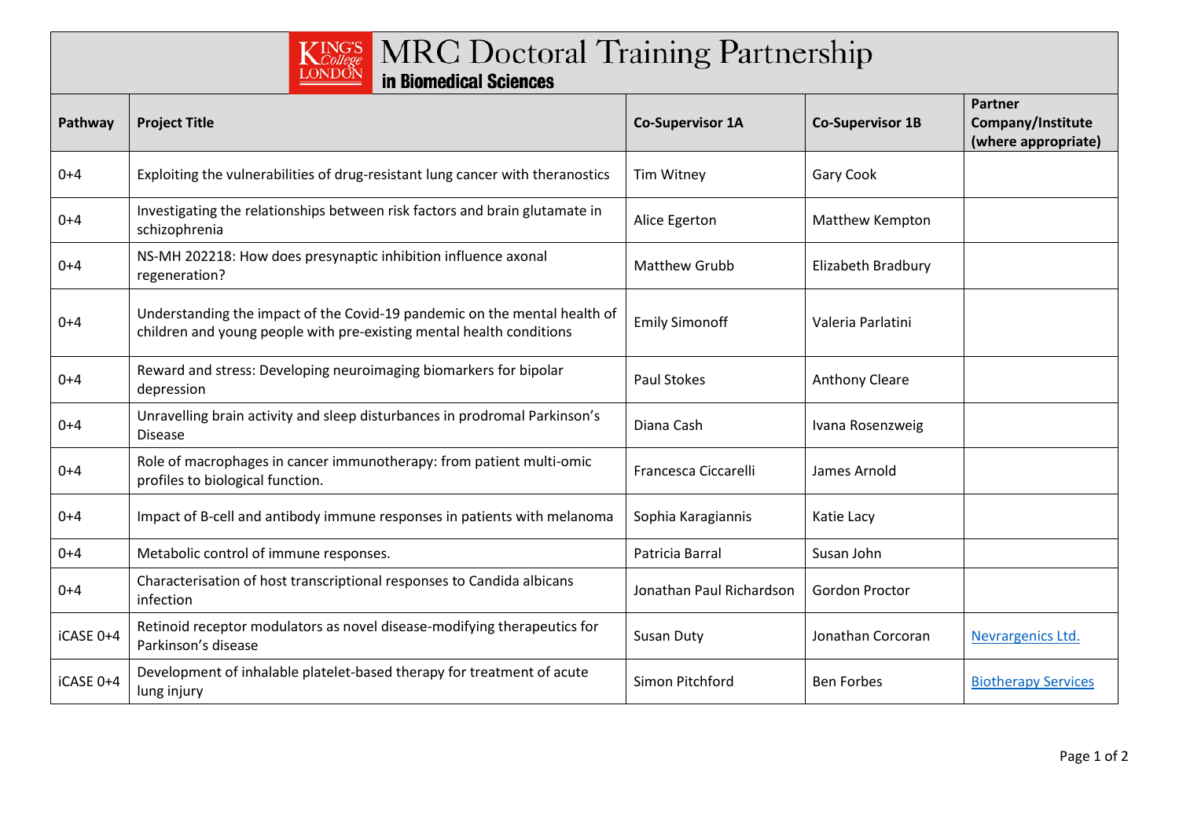# MRC Doctoral Training Partnership in Biomedical Sciences

| Pathway | Project Title | Co-Supervisor 1A | Co-Supervisor 1B | Partner Company/Institute (where appropriate) |
|---|---|---|---|---|
| 0+4 | Exploiting the vulnerabilities of drug-resistant lung cancer with theranostics | Tim Witney | Gary Cook | |
| 0+4 | Investigating the relationships between risk factors and brain glutamate in schizophrenia | Alice Egerton | Matthew Kempton | |
| 0+4 | NS-MH 202218: How does presynaptic inhibition influence axonal regeneration? | Matthew Grubb | Elizabeth Bradbury | |
| 0+4 | Understanding the impact of the Covid-19 pandemic on the mental health of children and young people with pre-existing mental health conditions | Emily Simonoff | Valeria Parlatini | |
| 0+4 | Reward and stress: Developing neuroimaging biomarkers for bipolar depression | Paul Stokes | Anthony Cleare | |
| 0+4 | Unravelling brain activity and sleep disturbances in prodromal Parkinson's Disease | Diana Cash | Ivana Rosenzweig | |
| 0+4 | Role of macrophages in cancer immunotherapy: from patient multi-omic profiles to biological function. | Francesca Ciccarelli | James Arnold | |
| 0+4 | Impact of B-cell and antibody immune responses in patients with melanoma | Sophia Karagiannis | Katie Lacy | |
| 0+4 | Metabolic control of immune responses. | Patricia Barral | Susan John | |
| 0+4 | Characterisation of host transcriptional responses to Candida albicans infection | Jonathan Paul Richardson | Gordon Proctor | |
| iCASE 0+4 | Retinoid receptor modulators as novel disease-modifying therapeutics for Parkinson's disease | Susan Duty | Jonathan Corcoran | Nevrargenics Ltd. |
| iCASE 0+4 | Development of inhalable platelet-based therapy for treatment of acute lung injury | Simon Pitchford | Ben Forbes | Biotherapy Services |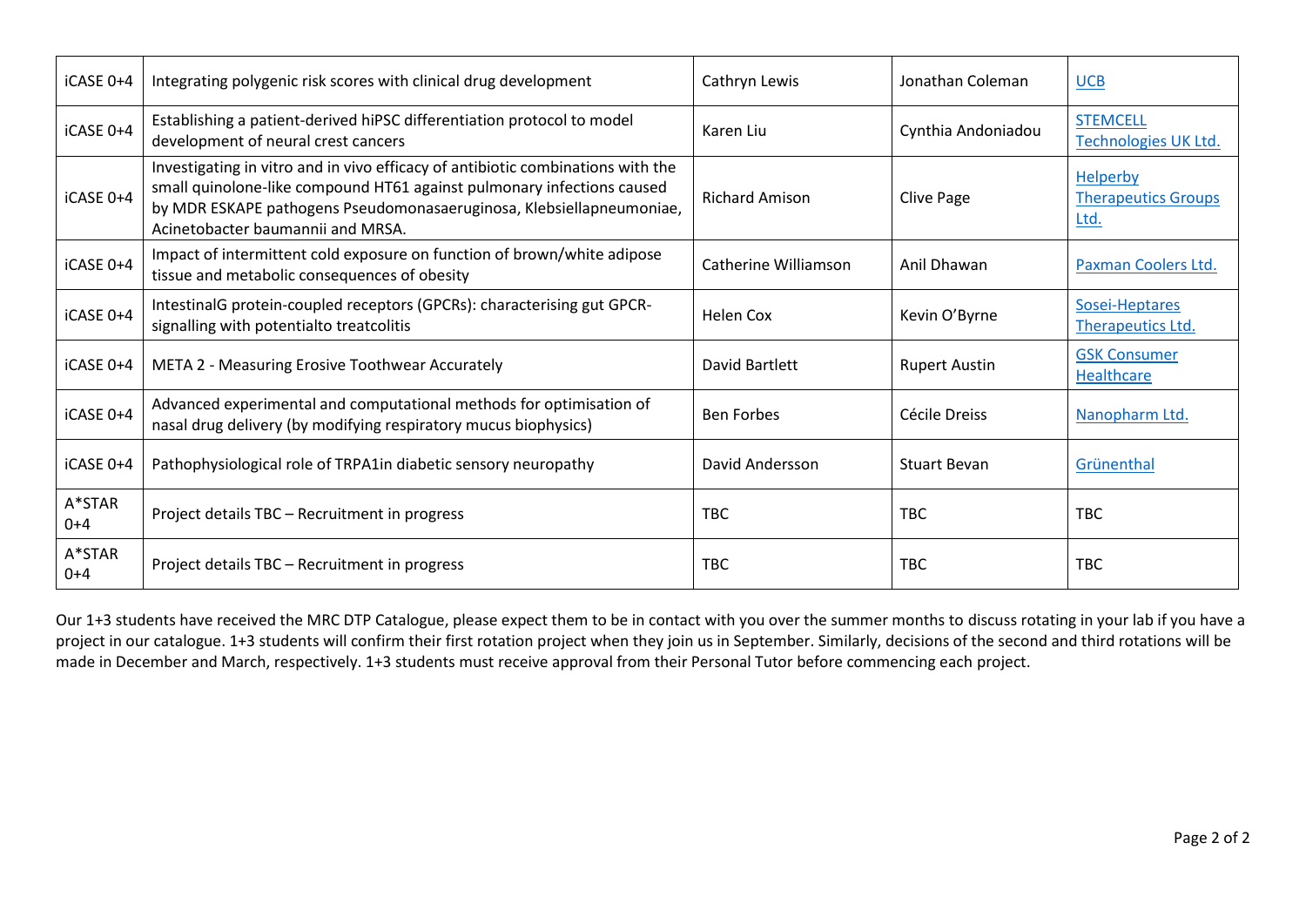| | | | | |
|---|---|---|---|---|
| iCASE 0+4 | Integrating polygenic risk scores with clinical drug development | Cathryn Lewis | Jonathan Coleman | UCB |
| iCASE 0+4 | Establishing a patient-derived hiPSC differentiation protocol to model development of neural crest cancers | Karen Liu | Cynthia Andoniadou | STEMCELL Technologies UK Ltd. |
| iCASE 0+4 | Investigating in vitro and in vivo efficacy of antibiotic combinations with the small quinolone-like compound HT61 against pulmonary infections caused by MDR ESKAPE pathogens Pseudomonasaeruginosa, Klebsiellapneumoniae, Acinetobacter baumannii and MRSA. | Richard Amison | Clive Page | Helperby Therapeutics Groups Ltd. |
| iCASE 0+4 | Impact of intermittent cold exposure on function of brown/white adipose tissue and metabolic consequences of obesity | Catherine Williamson | Anil Dhawan | Paxman Coolers Ltd. |
| iCASE 0+4 | IntestinalG protein-coupled receptors (GPCRs): characterising gut GPCR-signalling with potentialto treatcolitis | Helen Cox | Kevin O'Byrne | Sosei-Heptares Therapeutics Ltd. |
| iCASE 0+4 | META 2 - Measuring Erosive Toothwear Accurately | David Bartlett | Rupert Austin | GSK Consumer Healthcare |
| iCASE 0+4 | Advanced experimental and computational methods for optimisation of nasal drug delivery (by modifying respiratory mucus biophysics) | Ben Forbes | Cécile Dreiss | Nanopharm Ltd. |
| iCASE 0+4 | Pathophysiological role of TRPA1in diabetic sensory neuropathy | David Andersson | Stuart Bevan | Grünenthal |
| A*STAR 0+4 | Project details TBC – Recruitment in progress | TBC | TBC | TBC |
| A*STAR 0+4 | Project details TBC – Recruitment in progress | TBC | TBC | TBC |

Our 1+3 students have received the MRC DTP Catalogue, please expect them to be in contact with you over the summer months to discuss rotating in your lab if you have a project in our catalogue. 1+3 students will confirm their first rotation project when they join us in September. Similarly, decisions of the second and third rotations will be made in December and March, respectively. 1+3 students must receive approval from their Personal Tutor before commencing each project.